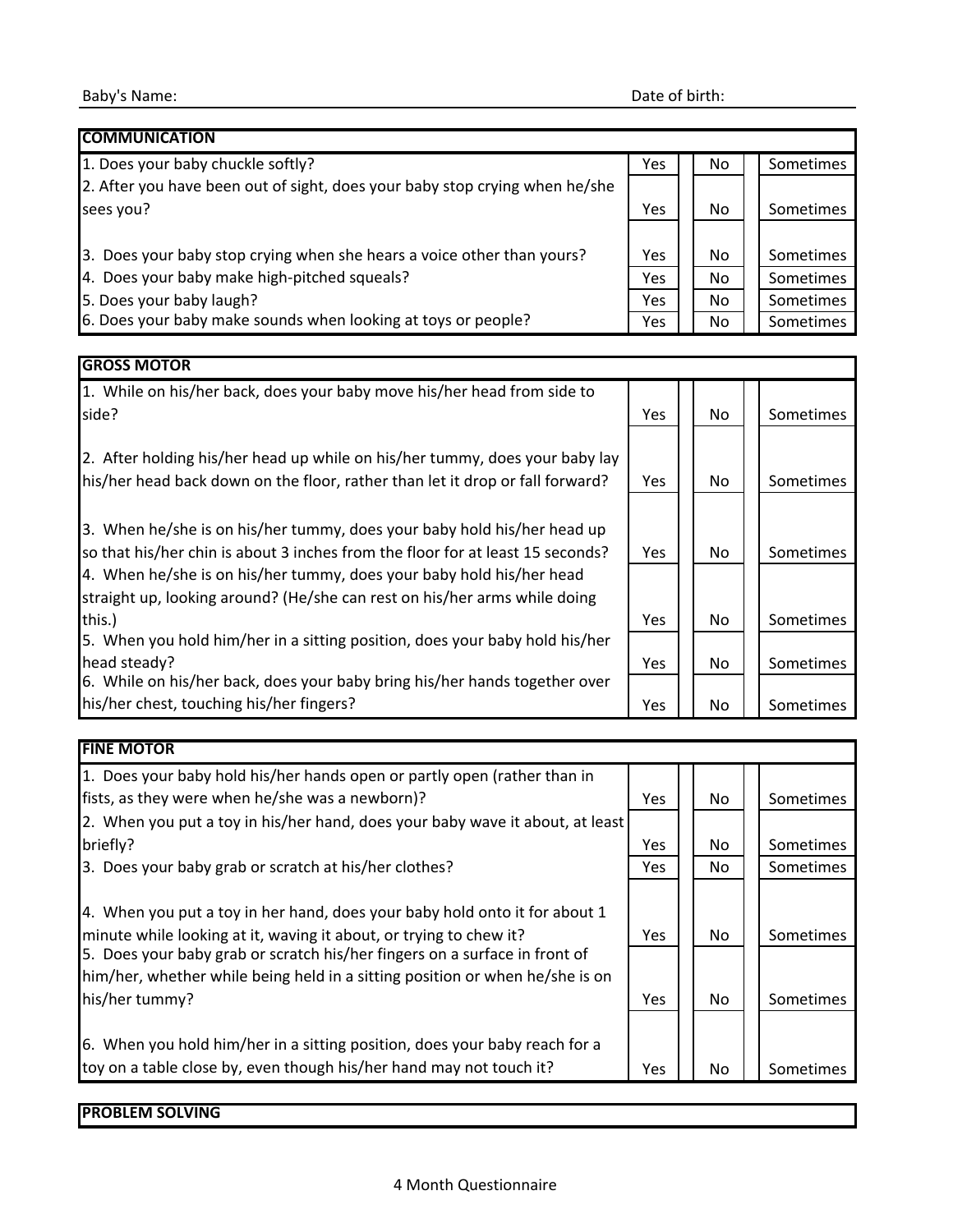Baby's Name: Date of birth:

| COMMUNICATION | | | |
|---|---|---|---|
| 1. Does your baby chuckle softly? | Yes | No | Sometimes |
| 2. After you have been out of sight, does your baby stop crying when he/she sees you? | Yes | No | Sometimes |
| 3. Does your baby stop crying when she hears a voice other than yours? | Yes | No | Sometimes |
| 4. Does your baby make high-pitched squeals? | Yes | No | Sometimes |
| 5. Does your baby laugh? | Yes | No | Sometimes |
| 6. Does your baby make sounds when looking at toys or people? | Yes | No | Sometimes |

| GROSS MOTOR | | | |
|---|---|---|---|
| 1. While on his/her back, does your baby move his/her head from side to side? | Yes | No | Sometimes |
| 2. After holding his/her head up while on his/her tummy, does your baby lay his/her head back down on the floor, rather than let it drop or fall forward? | Yes | No | Sometimes |
| 3. When he/she is on his/her tummy, does your baby hold his/her head up so that his/her chin is about 3 inches from the floor for at least 15 seconds? | Yes | No | Sometimes |
| 4. When he/she is on his/her tummy, does your baby hold his/her head straight up, looking around? (He/she can rest on his/her arms while doing this.) | Yes | No | Sometimes |
| 5. When you hold him/her in a sitting position, does your baby hold his/her head steady? | Yes | No | Sometimes |
| 6. While on his/her back, does your baby bring his/her hands together over his/her chest, touching his/her fingers? | Yes | No | Sometimes |

| FINE MOTOR | | | |
|---|---|---|---|
| 1. Does your baby hold his/her hands open or partly open (rather than in fists, as they were when he/she was a newborn)? | Yes | No | Sometimes |
| 2. When you put a toy in his/her hand, does your baby wave it about, at least briefly? | Yes | No | Sometimes |
| 3. Does your baby grab or scratch at his/her clothes? | Yes | No | Sometimes |
| 4. When you put a toy in her hand, does your baby hold onto it for about 1 minute while looking at it, waving it about, or trying to chew it? | Yes | No | Sometimes |
| 5. Does your baby grab or scratch his/her fingers on a surface in front of him/her, whether while being held in a sitting position or when he/she is on his/her tummy? | Yes | No | Sometimes |
| 6. When you hold him/her in a sitting position, does your baby reach for a toy on a table close by, even though his/her hand may not touch it? | Yes | No | Sometimes |

| PROBLEM SOLVING |
|---|

4 Month Questionnaire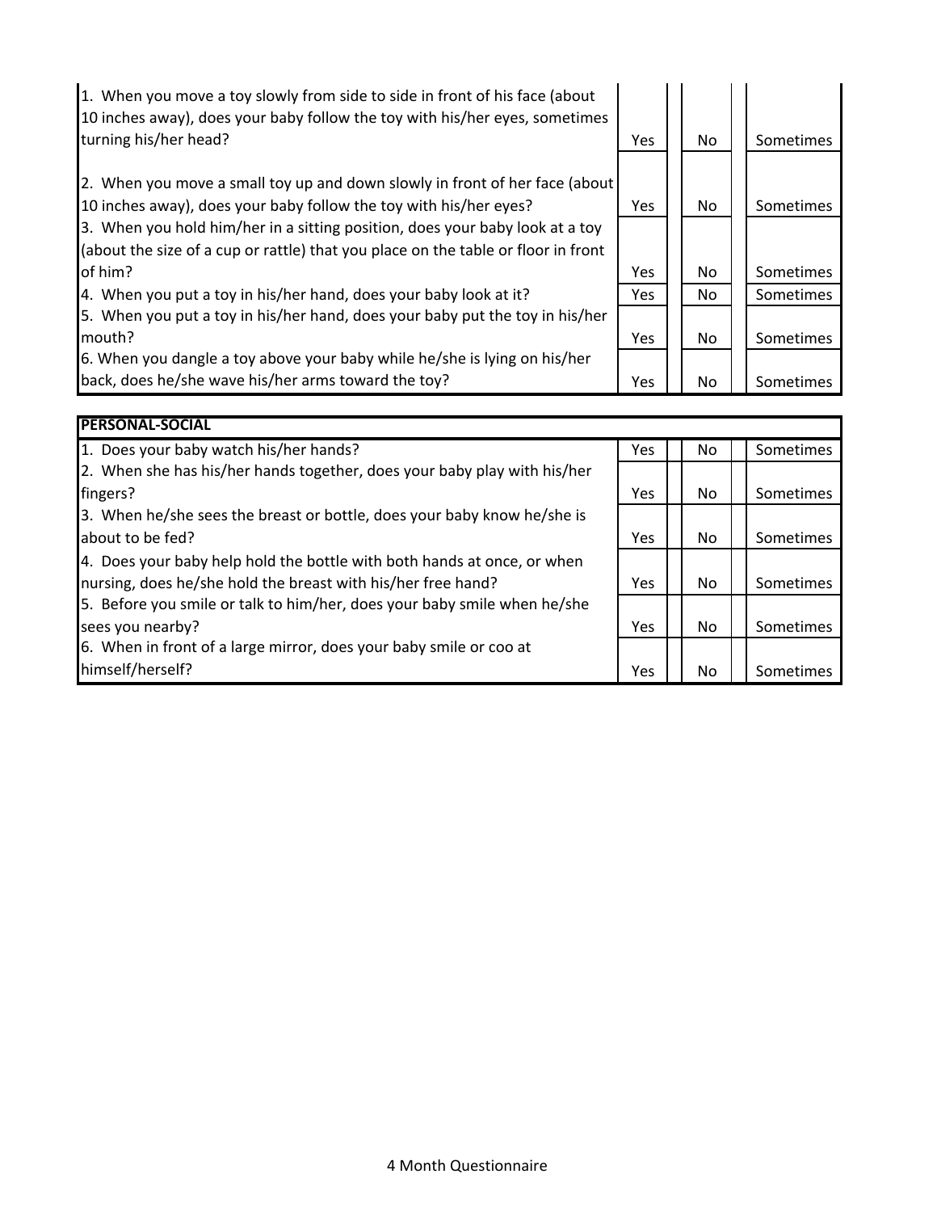| | | | |
|---|---|---|---|
| 1. When you move a toy slowly from side to side in front of his face (about 10 inches away), does your baby follow the toy with his/her eyes, sometimes turning his/her head? | Yes | No | Sometimes |
| 2. When you move a small toy up and down slowly in front of her face (about 10 inches away), does your baby follow the toy with his/her eyes? | Yes | No | Sometimes |
| 3. When you hold him/her in a sitting position, does your baby look at a toy (about the size of a cup or rattle) that you place on the table or floor in front of him? | Yes | No | Sometimes |
| 4. When you put a toy in his/her hand, does your baby look at it? | Yes | No | Sometimes |
| 5. When you put a toy in his/her hand, does your baby put the toy in his/her mouth? | Yes | No | Sometimes |
| 6. When you dangle a toy above your baby while he/she is lying on his/her back, does he/she wave his/her arms toward the toy? | Yes | No | Sometimes |

| **PERSONAL-SOCIAL** | | | |
|---|---|---|---|
| 1. Does your baby watch his/her hands? | Yes | No | Sometimes |
| 2. When she has his/her hands together, does your baby play with his/her fingers? | Yes | No | Sometimes |
| 3. When he/she sees the breast or bottle, does your baby know he/she is about to be fed? | Yes | No | Sometimes |
| 4. Does your baby help hold the bottle with both hands at once, or when nursing, does he/she hold the breast with his/her free hand? | Yes | No | Sometimes |
| 5. Before you smile or talk to him/her, does your baby smile when he/she sees you nearby? | Yes | No | Sometimes |
| 6. When in front of a large mirror, does your baby smile or coo at himself/herself? | Yes | No | Sometimes |